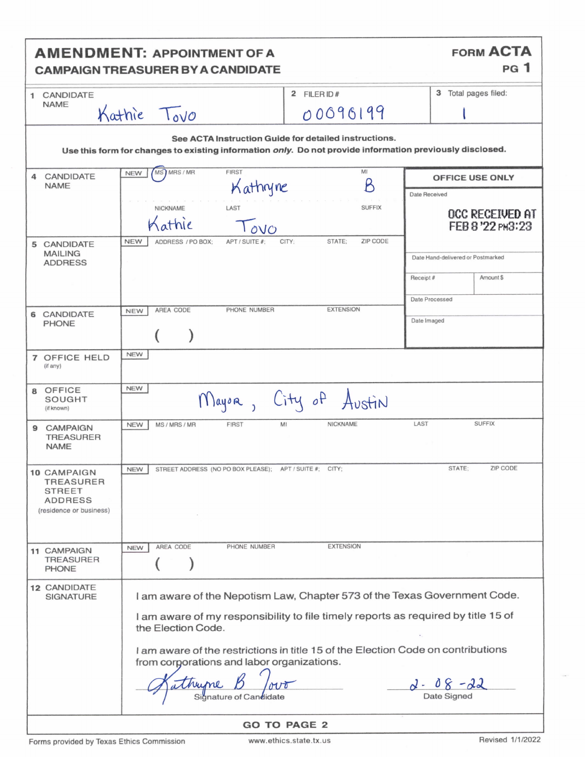# AMENDMENT: APPOINTMENT OF A CAMPAIGN TREASURER BY A CANDIDATE

**FORM ACTA**
**PG 1**

| | | |
|---|---|---|
| **1** CANDIDATE NAME: Kathie Tovo | **2** FILER ID #: 00090199 | **3** Total pages filed: 1 |

**See ACTA Instruction Guide for detailed instructions.**
**Use this form for changes to existing information *only*. Do not provide information previously disclosed.**

| | | |
|---|---|---|
| **4** CANDIDATE NAME | NEW | MS / MRS / MR: (MS circled) — FIRST: Kathryne — MI: B — NICKNAME: Kathie — LAST: Tovo — SUFFIX: |
| **5** CANDIDATE MAILING ADDRESS | NEW | ADDRESS / PO BOX; APT / SUITE #; CITY; STATE; ZIP CODE |
| **6** CANDIDATE PHONE | NEW | AREA CODE ( ) PHONE NUMBER EXTENSION |
| **7** OFFICE HELD (if any) | NEW | |
| **8** OFFICE SOUGHT (if known) | NEW | Mayor, City of Austin |
| **9** CAMPAIGN TREASURER NAME | NEW | MS / MRS / MR FIRST MI NICKNAME LAST SUFFIX |
| **10** CAMPAIGN TREASURER STREET ADDRESS (residence or business) | NEW | STREET ADDRESS (NO PO BOX PLEASE); APT / SUITE #; CITY; STATE; ZIP CODE |
| **11** CAMPAIGN TREASURER PHONE | NEW | AREA CODE ( ) PHONE NUMBER EXTENSION |

**OFFICE USE ONLY**

Date Received: OCC RECEIVED AT FEB 8 '22 PM3:23

Date Hand-delivered or Postmarked

Receipt # | Amount $

Date Processed

Date Imaged

**12** CANDIDATE SIGNATURE

I am aware of the Nepotism Law, Chapter 573 of the Texas Government Code.

I am aware of my responsibility to file timely reports as required by title 15 of the Election Code.

I am aware of the restrictions in title 15 of the Election Code on contributions from corporations and labor organizations.

Signature of Candidate: Kathryne B Tovo

Date Signed: 2-08-22

**GO TO PAGE 2**

Forms provided by Texas Ethics Commission — www.ethics.state.tx.us — Revised 1/1/2022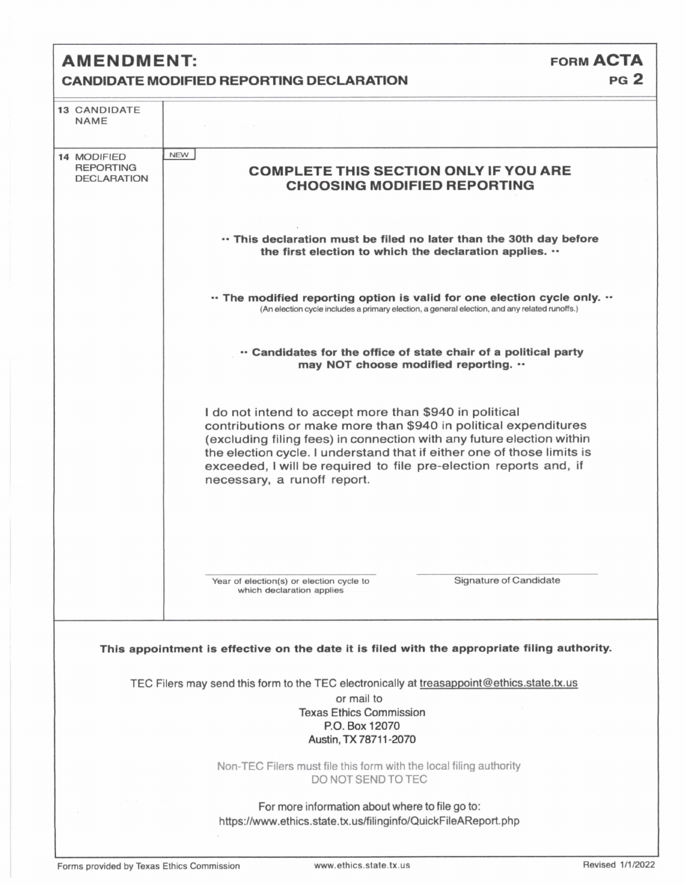## AMENDMENT:
### CANDIDATE MODIFIED REPORTING DECLARATION

FORM ACTA
PG 2

| | |
|---|---|
| 13 CANDIDATE NAME | |
| 14 MODIFIED REPORTING DECLARATION | NEW<br><br>**COMPLETE THIS SECTION ONLY IF YOU ARE CHOOSING MODIFIED REPORTING**<br><br>**·· This declaration must be filed no later than the 30th day before the first election to which the declaration applies. ··**<br><br>**·· The modified reporting option is valid for one election cycle only. ··**<br>(An election cycle includes a primary election, a general election, and any related runoffs.)<br><br>**·· Candidates for the office of state chair of a political party may NOT choose modified reporting. ··**<br><br>I do not intend to accept more than $940 in political contributions or make more than $940 in political expenditures (excluding filing fees) in connection with any future election within the election cycle. I understand that if either one of those limits is exceeded, I will be required to file pre-election reports and, if necessary, a runoff report.<br><br>Year of election(s) or election cycle to which declaration applies<br><br>Signature of Candidate |

**This appointment is effective on the date it is filed with the appropriate filing authority.**

TEC Filers may send this form to the TEC electronically at treasappoint@ethics.state.tx.us
or mail to
Texas Ethics Commission
P.O. Box 12070
Austin, TX 78711-2070

Non-TEC Filers must file this form with the local filing authority
DO NOT SEND TO TEC

For more information about where to file go to:
https://www.ethics.state.tx.us/filinginfo/QuickFileAReport.php

Forms provided by Texas Ethics Commission www.ethics.state.tx.us Revised 1/1/2022